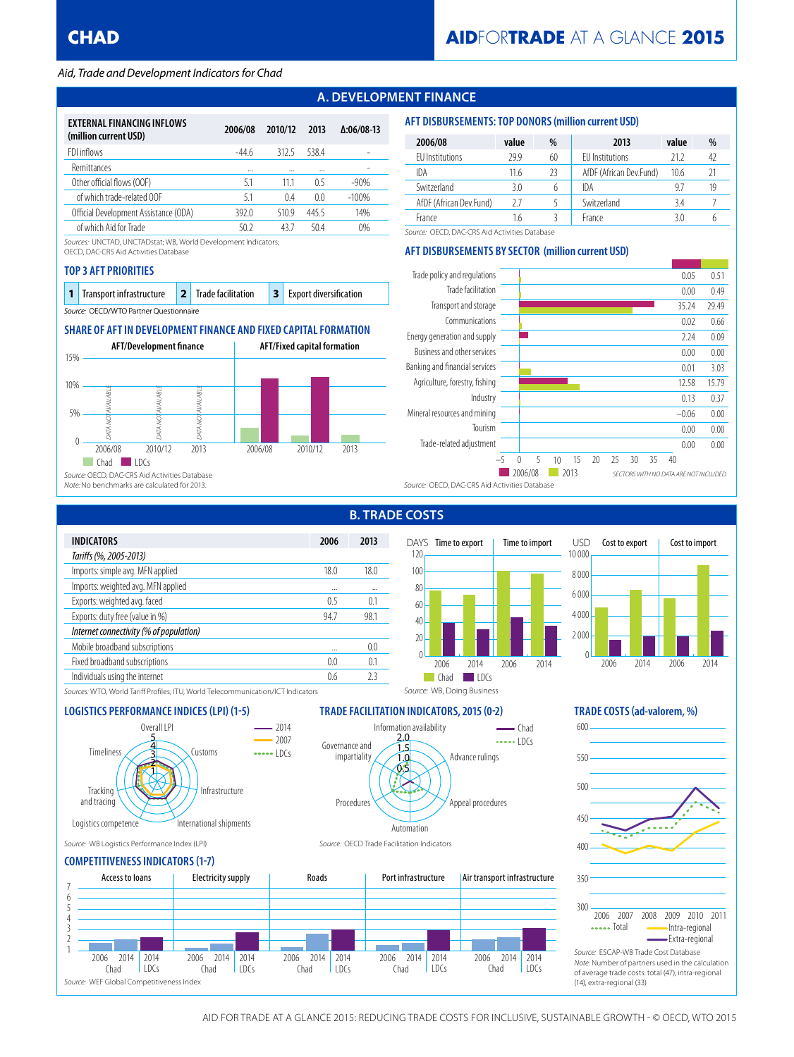# CHAD

## AIDFORTRADE AT A GLANCE 2015

*Aid, Trade and Development Indicators for Chad*

## A. DEVELOPMENT FINANCE

| EXTERNAL FINANCING INFLOWS (million current USD) | 2006/08 | 2010/12 | 2013 | Δ:06/08-13 |
|---|---|---|---|---|
| FDI inflows | -44.6 | 312.5 | 538.4 | - |
| Remittances | ... | ... | ... | - |
| Other official flows (OOF) | 5.1 | 11.1 | 0.5 | -90% |
| of which trade-related OOF | 5.1 | 0.4 | 0.0 | -100% |
| Official Development Assistance (ODA) | 392.0 | 510.9 | 445.5 | 14% |
| of which Aid for Trade | 50.2 | 43.7 | 50.4 | 0% |

Sources: UNCTAD, UNCTADstat; WB, World Development Indicators; OECD, DAC-CRS Aid Activities Database

### AFT DISBURSEMENTS: TOP DONORS (million current USD)

| 2006/08 | value | % | 2013 | value | % |
|---|---|---|---|---|---|
| EU Institutions | 29.9 | 60 | EU Institutions | 21.2 | 42 |
| IDA | 11.6 | 23 | AfDF (African Dev.Fund) | 10.6 | 21 |
| Switzerland | 3.0 | 6 | IDA | 9.7 | 19 |
| AfDF (African Dev.Fund) | 2.7 | 5 | Switzerland | 3.4 | 7 |
| France | 1.6 | 3 | France | 3.0 | 6 |

Source: OECD, DAC-CRS Aid Activities Database

### TOP 3 AFT PRIORITIES

1. Transport infrastructure
2. Trade facilitation
3. Export diversification

Source: OECD/WTO Partner Questionnaire

### AFT DISBURSEMENTS BY SECTOR (million current USD)

| Sector | 2006/08 | 2013 |
|---|---|---|
| Trade policy and regulations | 0.05 | 0.51 |
| Trade facilitation | 0.00 | 0.49 |
| Transport and storage | 35.24 | 29.49 |
| Communications | 0.02 | 0.66 |
| Energy generation and supply | 2.24 | 0.09 |
| Business and other services | 0.00 | 0.00 |
| Banking and financial services | 0.01 | 3.03 |
| Agriculture, forestry, fishing | 12.58 | 15.79 |
| Industry | 0.13 | 0.37 |
| Mineral resources and mining | −0.06 | 0.00 |
| Tourism | 0.00 | 0.00 |
| Trade-related adjustment | 0.00 | 0.00 |

SECTORS WITH NO DATA ARE NOT INCLUDED.

Source: OECD, DAC-CRS Aid Activities Database

### SHARE OF AFT IN DEVELOPMENT FINANCE AND FIXED CAPITAL FORMATION

AFT/Development finance: DATA NOT AVAILABLE (2006/08, 2010/12, 2013)

AFT/Fixed capital formation (Chad, LDCs): 2006/08, 2010/12, 2013

Source: OECD, DAC-CRS Aid Activities Database
Note: No benchmarks are calculated for 2013.

## B. TRADE COSTS

| INDICATORS | 2006 | 2013 |
|---|---|---|
| *Tariffs (%, 2005-2013)* | | |
| Imports: simple avg. MFN applied | 18.0 | 18.0 |
| Imports: weighted avg. MFN applied | ... | ... |
| Exports: weighted avg. faced | 0.5 | 0.1 |
| Exports: duty free (value in %) | 94.7 | 98.1 |
| *Internet connectivity (% of population)* | | |
| Mobile broadband subscriptions | ... | 0.0 |
| Fixed broadband subscriptions | 0.0 | 0.1 |
| Individuals using the internet | 0.6 | 2.3 |

Sources: WTO, World Tariff Profiles; ITU, World Telecommunication/ICT Indicators

### Time to export / Time to import (DAYS); Cost to export / Cost to import (USD)

Chad, LDCs: 2006, 2014

Source: WB, Doing Business

### LOGISTICS PERFORMANCE INDICES (LPI) (1-5)

Overall LPI, Customs, Infrastructure, International shipments, Logistics competence, Tracking and tracing, Timeliness (2014, 2007, LDCs)

Source: WB Logistics Performance Index (LPI)

### TRADE FACILITATION INDICATORS, 2015 (0-2)

Information availability, Advance rulings, Appeal procedures, Automation, Procedures, Governance and impartiality (Chad, LDCs)

Source: OECD Trade Facilitation Indicators

### TRADE COSTS (ad-valorem, %)

2006–2011: Total, Intra-regional, Extra-regional

Source: ESCAP-WB Trade Cost Database
Note: Number of partners used in the calculation of average trade costs: total (47), intra-regional (14), extra-regional (33)

### COMPETITIVENESS INDICATORS (1-7)

Access to loans, Electricity supply, Roads, Port infrastructure, Air transport infrastructure (2006 Chad, 2014 Chad, 2014 LDCs)

Source: WEF Global Competitiveness Index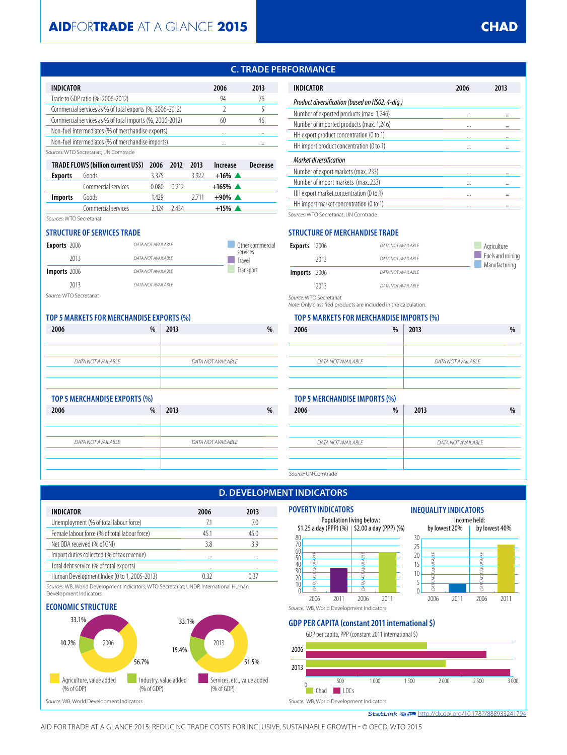## C. TRADE PERFORMANCE

| INDICATOR | 2006 | 2013 |
|---|---|---|
| Trade to GDP ratio (%, 2006-2012) | 94 | 76 |
| Commercial services as % of total exports (%, 2006-2012) | 2 | 5 |
| Commercial services as % of total imports (%, 2006-2012) | 60 | 46 |
| Non-fuel intermediates (% of merchandise exports) | ... | ... |
| Non-fuel intermediates (% of merchandise imports) | ... | ... |

*Sources:* WTO Secretariat; UN Comtrade

| TRADE FLOWS (billion current US$) | | 2006 | 2012 | 2013 | Increase | Decrease |
|---|---|---|---|---|---|---|
| **Exports** | Goods | 3.375 | | 3.922 | +16% ▲ | |
| | Commercial services | 0.080 | 0.212 | | +165% ▲ | |
| **Imports** | Goods | 1.429 | | 2.711 | +90% ▲ | |
| | Commercial services | 2.124 | 2.434 | | +15% ▲ | |

*Sources:* WTO Secretariat

| INDICATOR | 2006 | 2013 |
|---|---|---|
| *Product diversification (based on HS02, 4-dig.)* | | |
| Number of exported products (max. 1,246) | ... | ... |
| Number of imported products (max. 1,246) | ... | ... |
| HH export product concentration (0 to 1) | ... | ... |
| HH import product concentration (0 to 1) | ... | ... |
| *Market diversification* | | |
| Number of export markets (max. 233) | ... | ... |
| Number of import markets (max. 233) | ... | ... |
| HH export market concentration (0 to 1) | ... | ... |
| HH import market concentration (0 to 1) | ... | ... |

*Sources:* WTO Secretariat; UN Comtrade

### STRUCTURE OF SERVICES TRADE

Exports 2006 DATA NOT AVAILABLE
2013 DATA NOT AVAILABLE
Imports 2006 DATA NOT AVAILABLE
2013 DATA NOT AVAILABLE

Other commercial services
Travel
Transport

*Source:* WTO Secretariat

### STRUCTURE OF MERCHANDISE TRADE

Exports 2006 DATA NOT AVAILABLE
2013 DATA NOT AVAILABLE
Imports 2006 DATA NOT AVAILABLE
2013 DATA NOT AVAILABLE

Agriculture
Fuels and mining
Manufacturing

*Source:* WTO Secretariat
*Note:* Only classified products are included in the calculation.

### TOP 5 MARKETS FOR MERCHANDISE EXPORTS (%)

| 2006 | % | 2013 | % |
|---|---|---|---|
| DATA NOT AVAILABLE | | DATA NOT AVAILABLE | |

### TOP 5 MARKETS FOR MERCHANDISE IMPORTS (%)

| 2006 | % | 2013 | % |
|---|---|---|---|
| DATA NOT AVAILABLE | | DATA NOT AVAILABLE | |

### TOP 5 MERCHANDISE EXPORTS (%)

| 2006 | % | 2013 | % |
|---|---|---|---|
| DATA NOT AVAILABLE | | DATA NOT AVAILABLE | |

### TOP 5 MERCHANDISE IMPORTS (%)

| 2006 | % | 2013 | % |
|---|---|---|---|
| DATA NOT AVAILABLE | | DATA NOT AVAILABLE | |

*Source:* UN Comtrade

## D. DEVELOPMENT INDICATORS

| INDICATOR | 2006 | 2013 |
|---|---|---|
| Unemployment (% of total labour force) | 7.1 | 7.0 |
| Female labour force (% of total labour force) | 45.1 | 45.0 |
| Net ODA received (% of GNI) | 3.8 | 3.9 |
| Import duties collected (% of tax revenue) | ... | ... |
| Total debt service (% of total exports) | ... | ... |
| Human Development Index (0 to 1, 2005-2013) | 0.32 | 0.37 |

*Sources:* WB, World Development Indicators; WTO Secretariat; UNDP, International Human Development Indicators

### ECONOMIC STRUCTURE

2006: 33.1%, 10.2%, 56.7%
2013: 33.1%, 15.4%, 51.5%

Agriculture, value added (% of GDP)
Industry, value added (% of GDP)
Services, etc., value added (% of GDP)

*Source:* WB, World Development Indicators

### POVERTY INDICATORS

Population living below:
$1.25 a day (PPP) (%) | $2.00 a day (PPP) (%)
80 70 60 50 40 30 20 10 0
DATA NOT AVAILABLE
2006 2011 2006 2011

### INEQUALITY INDICATORS

Income held:
by lowest 20% | by lowest 40%
30 25 20 15 10 5 0
DATA NOT AVAILABLE
2006 2011 2006 2011

*Source:* WB, World Development Indicators

### GDP PER CAPITA (constant 2011 international $)

GDP per capita, PPP (constant 2011 international $)
2006
2013
0 500 1 000 1 500 2 000 2 500 3 000
Chad LDCs

*Source:* WB, World Development Indicators

StatLink http://dx.doi.org/10.1787/888933241794